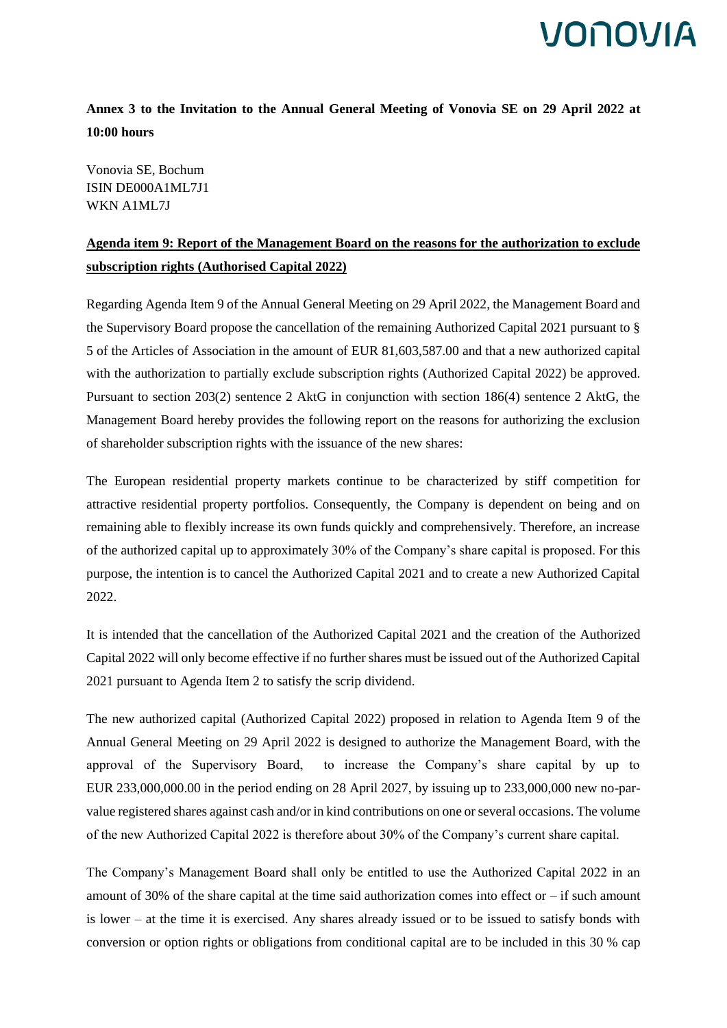**Annex 3 to the Invitation to the Annual General Meeting of Vonovia SE on 29 April 2022 at 10:00 hours**

Vonovia SE, Bochum
ISIN DE000A1ML7J1
WKN A1ML7J

**Agenda item 9: Report of the Management Board on the reasons for the authorization to exclude subscription rights (Authorised Capital 2022)**

Regarding Agenda Item 9 of the Annual General Meeting on 29 April 2022, the Management Board and the Supervisory Board propose the cancellation of the remaining Authorized Capital 2021 pursuant to § 5 of the Articles of Association in the amount of EUR 81,603,587.00 and that a new authorized capital with the authorization to partially exclude subscription rights (Authorized Capital 2022) be approved. Pursuant to section 203(2) sentence 2 AktG in conjunction with section 186(4) sentence 2 AktG, the Management Board hereby provides the following report on the reasons for authorizing the exclusion of shareholder subscription rights with the issuance of the new shares:

The European residential property markets continue to be characterized by stiff competition for attractive residential property portfolios. Consequently, the Company is dependent on being and on remaining able to flexibly increase its own funds quickly and comprehensively. Therefore, an increase of the authorized capital up to approximately 30% of the Company's share capital is proposed. For this purpose, the intention is to cancel the Authorized Capital 2021 and to create a new Authorized Capital 2022.

It is intended that the cancellation of the Authorized Capital 2021 and the creation of the Authorized Capital 2022 will only become effective if no further shares must be issued out of the Authorized Capital 2021 pursuant to Agenda Item 2 to satisfy the scrip dividend.

The new authorized capital (Authorized Capital 2022) proposed in relation to Agenda Item 9 of the Annual General Meeting on 29 April 2022 is designed to authorize the Management Board, with the approval of the Supervisory Board, to increase the Company's share capital by up to EUR 233,000,000.00 in the period ending on 28 April 2027, by issuing up to 233,000,000 new no-par-value registered shares against cash and/or in kind contributions on one or several occasions. The volume of the new Authorized Capital 2022 is therefore about 30% of the Company's current share capital.

The Company's Management Board shall only be entitled to use the Authorized Capital 2022 in an amount of 30% of the share capital at the time said authorization comes into effect or – if such amount is lower – at the time it is exercised. Any shares already issued or to be issued to satisfy bonds with conversion or option rights or obligations from conditional capital are to be included in this 30 % cap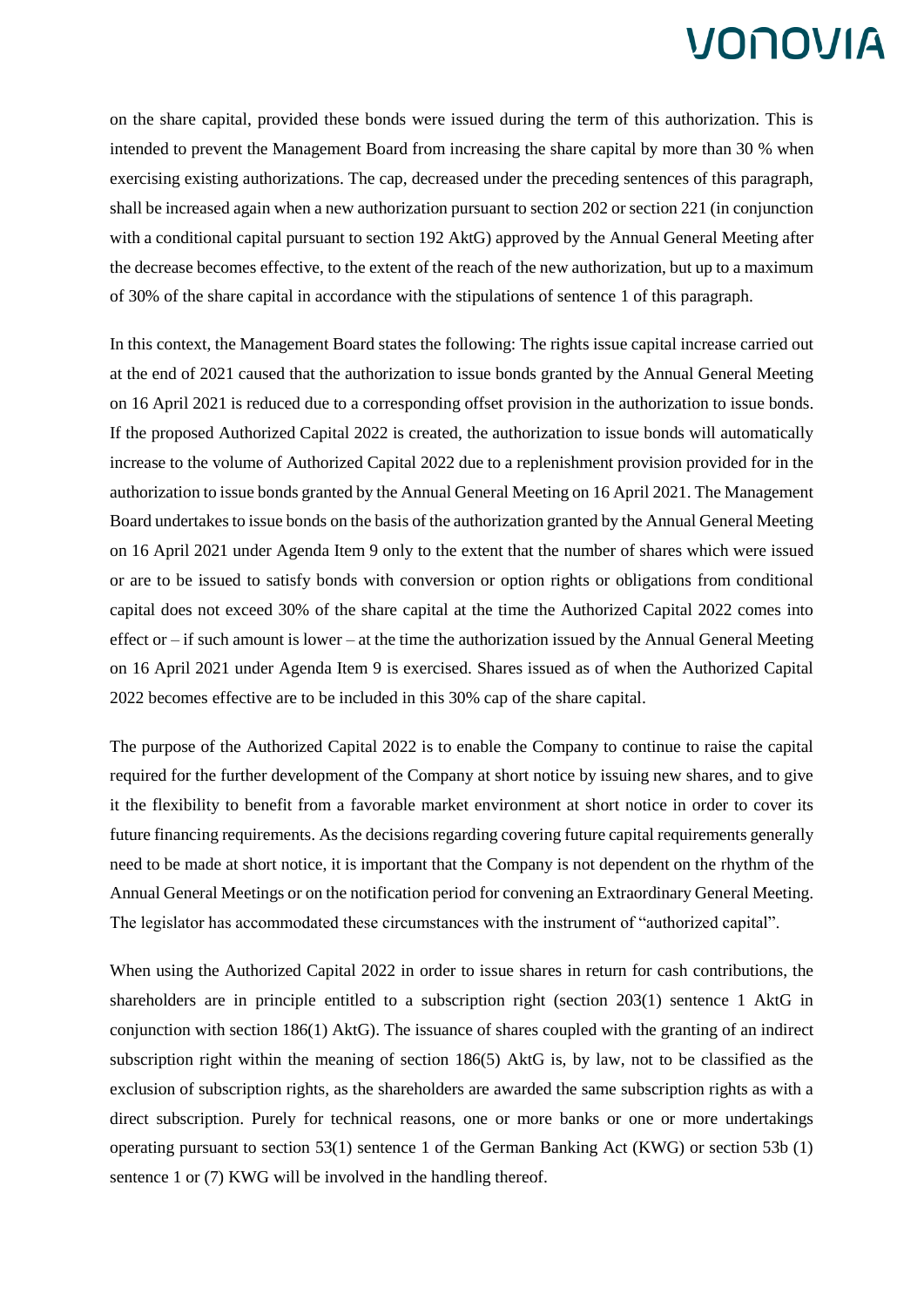on the share capital, provided these bonds were issued during the term of this authorization. This is intended to prevent the Management Board from increasing the share capital by more than 30 % when exercising existing authorizations. The cap, decreased under the preceding sentences of this paragraph, shall be increased again when a new authorization pursuant to section 202 or section 221 (in conjunction with a conditional capital pursuant to section 192 AktG) approved by the Annual General Meeting after the decrease becomes effective, to the extent of the reach of the new authorization, but up to a maximum of 30% of the share capital in accordance with the stipulations of sentence 1 of this paragraph.

In this context, the Management Board states the following: The rights issue capital increase carried out at the end of 2021 caused that the authorization to issue bonds granted by the Annual General Meeting on 16 April 2021 is reduced due to a corresponding offset provision in the authorization to issue bonds. If the proposed Authorized Capital 2022 is created, the authorization to issue bonds will automatically increase to the volume of Authorized Capital 2022 due to a replenishment provision provided for in the authorization to issue bonds granted by the Annual General Meeting on 16 April 2021. The Management Board undertakes to issue bonds on the basis of the authorization granted by the Annual General Meeting on 16 April 2021 under Agenda Item 9 only to the extent that the number of shares which were issued or are to be issued to satisfy bonds with conversion or option rights or obligations from conditional capital does not exceed 30% of the share capital at the time the Authorized Capital 2022 comes into effect or – if such amount is lower – at the time the authorization issued by the Annual General Meeting on 16 April 2021 under Agenda Item 9 is exercised. Shares issued as of when the Authorized Capital 2022 becomes effective are to be included in this 30% cap of the share capital.

The purpose of the Authorized Capital 2022 is to enable the Company to continue to raise the capital required for the further development of the Company at short notice by issuing new shares, and to give it the flexibility to benefit from a favorable market environment at short notice in order to cover its future financing requirements. As the decisions regarding covering future capital requirements generally need to be made at short notice, it is important that the Company is not dependent on the rhythm of the Annual General Meetings or on the notification period for convening an Extraordinary General Meeting. The legislator has accommodated these circumstances with the instrument of "authorized capital".

When using the Authorized Capital 2022 in order to issue shares in return for cash contributions, the shareholders are in principle entitled to a subscription right (section 203(1) sentence 1 AktG in conjunction with section 186(1) AktG). The issuance of shares coupled with the granting of an indirect subscription right within the meaning of section 186(5) AktG is, by law, not to be classified as the exclusion of subscription rights, as the shareholders are awarded the same subscription rights as with a direct subscription. Purely for technical reasons, one or more banks or one or more undertakings operating pursuant to section 53(1) sentence 1 of the German Banking Act (KWG) or section 53b (1) sentence 1 or (7) KWG will be involved in the handling thereof.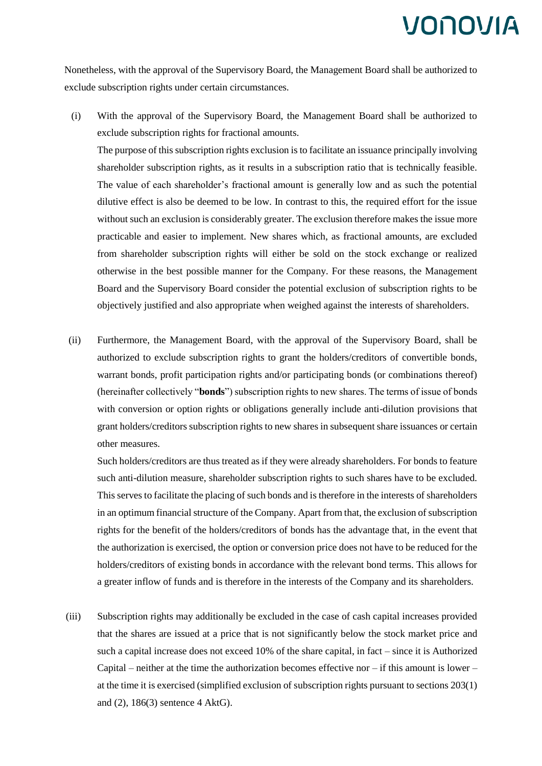Nonetheless, with the approval of the Supervisory Board, the Management Board shall be authorized to exclude subscription rights under certain circumstances.

(i) With the approval of the Supervisory Board, the Management Board shall be authorized to exclude subscription rights for fractional amounts.

The purpose of this subscription rights exclusion is to facilitate an issuance principally involving shareholder subscription rights, as it results in a subscription ratio that is technically feasible. The value of each shareholder's fractional amount is generally low and as such the potential dilutive effect is also be deemed to be low. In contrast to this, the required effort for the issue without such an exclusion is considerably greater. The exclusion therefore makes the issue more practicable and easier to implement. New shares which, as fractional amounts, are excluded from shareholder subscription rights will either be sold on the stock exchange or realized otherwise in the best possible manner for the Company. For these reasons, the Management Board and the Supervisory Board consider the potential exclusion of subscription rights to be objectively justified and also appropriate when weighed against the interests of shareholders.

(ii) Furthermore, the Management Board, with the approval of the Supervisory Board, shall be authorized to exclude subscription rights to grant the holders/creditors of convertible bonds, warrant bonds, profit participation rights and/or participating bonds (or combinations thereof) (hereinafter collectively "**bonds**") subscription rights to new shares. The terms of issue of bonds with conversion or option rights or obligations generally include anti-dilution provisions that grant holders/creditors subscription rights to new shares in subsequent share issuances or certain other measures.

Such holders/creditors are thus treated as if they were already shareholders. For bonds to feature such anti-dilution measure, shareholder subscription rights to such shares have to be excluded. This serves to facilitate the placing of such bonds and is therefore in the interests of shareholders in an optimum financial structure of the Company. Apart from that, the exclusion of subscription rights for the benefit of the holders/creditors of bonds has the advantage that, in the event that the authorization is exercised, the option or conversion price does not have to be reduced for the holders/creditors of existing bonds in accordance with the relevant bond terms. This allows for a greater inflow of funds and is therefore in the interests of the Company and its shareholders.

(iii) Subscription rights may additionally be excluded in the case of cash capital increases provided that the shares are issued at a price that is not significantly below the stock market price and such a capital increase does not exceed 10% of the share capital, in fact – since it is Authorized Capital – neither at the time the authorization becomes effective nor – if this amount is lower – at the time it is exercised (simplified exclusion of subscription rights pursuant to sections 203(1) and (2), 186(3) sentence 4 AktG).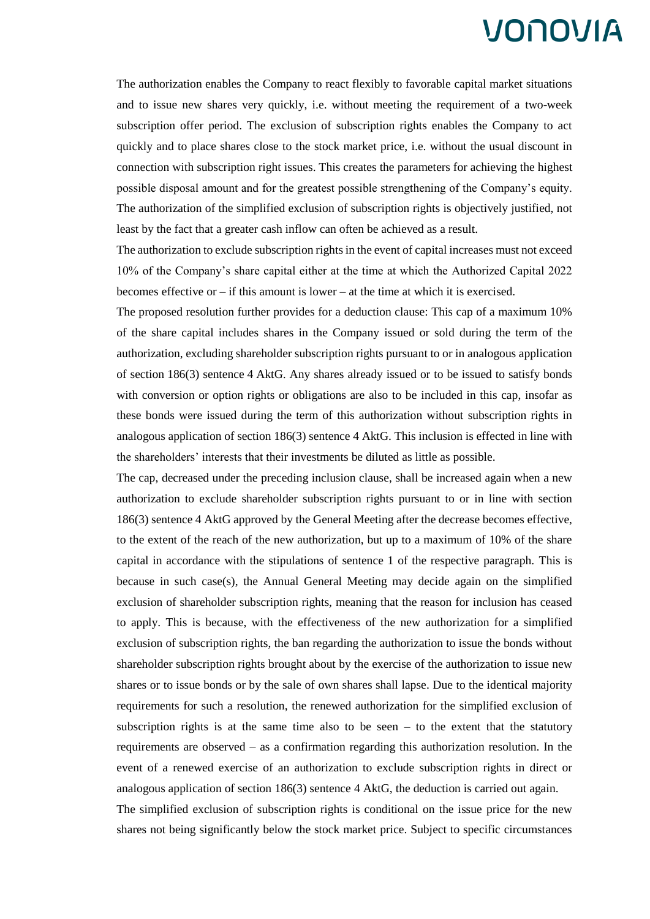The authorization enables the Company to react flexibly to favorable capital market situations and to issue new shares very quickly, i.e. without meeting the requirement of a two-week subscription offer period. The exclusion of subscription rights enables the Company to act quickly and to place shares close to the stock market price, i.e. without the usual discount in connection with subscription right issues. This creates the parameters for achieving the highest possible disposal amount and for the greatest possible strengthening of the Company's equity. The authorization of the simplified exclusion of subscription rights is objectively justified, not least by the fact that a greater cash inflow can often be achieved as a result.

The authorization to exclude subscription rights in the event of capital increases must not exceed 10% of the Company's share capital either at the time at which the Authorized Capital 2022 becomes effective or – if this amount is lower – at the time at which it is exercised.

The proposed resolution further provides for a deduction clause: This cap of a maximum 10% of the share capital includes shares in the Company issued or sold during the term of the authorization, excluding shareholder subscription rights pursuant to or in analogous application of section 186(3) sentence 4 AktG. Any shares already issued or to be issued to satisfy bonds with conversion or option rights or obligations are also to be included in this cap, insofar as these bonds were issued during the term of this authorization without subscription rights in analogous application of section 186(3) sentence 4 AktG. This inclusion is effected in line with the shareholders' interests that their investments be diluted as little as possible.

The cap, decreased under the preceding inclusion clause, shall be increased again when a new authorization to exclude shareholder subscription rights pursuant to or in line with section 186(3) sentence 4 AktG approved by the General Meeting after the decrease becomes effective, to the extent of the reach of the new authorization, but up to a maximum of 10% of the share capital in accordance with the stipulations of sentence 1 of the respective paragraph. This is because in such case(s), the Annual General Meeting may decide again on the simplified exclusion of shareholder subscription rights, meaning that the reason for inclusion has ceased to apply. This is because, with the effectiveness of the new authorization for a simplified exclusion of subscription rights, the ban regarding the authorization to issue the bonds without shareholder subscription rights brought about by the exercise of the authorization to issue new shares or to issue bonds or by the sale of own shares shall lapse. Due to the identical majority requirements for such a resolution, the renewed authorization for the simplified exclusion of subscription rights is at the same time also to be seen – to the extent that the statutory requirements are observed – as a confirmation regarding this authorization resolution. In the event of a renewed exercise of an authorization to exclude subscription rights in direct or analogous application of section 186(3) sentence 4 AktG, the deduction is carried out again.

The simplified exclusion of subscription rights is conditional on the issue price for the new shares not being significantly below the stock market price. Subject to specific circumstances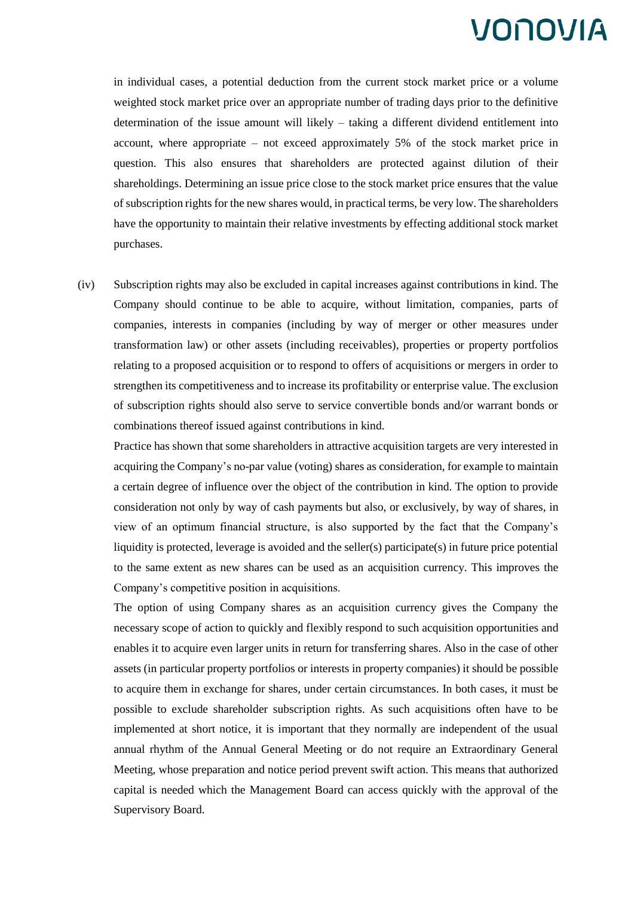in individual cases, a potential deduction from the current stock market price or a volume weighted stock market price over an appropriate number of trading days prior to the definitive determination of the issue amount will likely – taking a different dividend entitlement into account, where appropriate – not exceed approximately 5% of the stock market price in question. This also ensures that shareholders are protected against dilution of their shareholdings. Determining an issue price close to the stock market price ensures that the value of subscription rights for the new shares would, in practical terms, be very low. The shareholders have the opportunity to maintain their relative investments by effecting additional stock market purchases.

(iv) Subscription rights may also be excluded in capital increases against contributions in kind. The Company should continue to be able to acquire, without limitation, companies, parts of companies, interests in companies (including by way of merger or other measures under transformation law) or other assets (including receivables), properties or property portfolios relating to a proposed acquisition or to respond to offers of acquisitions or mergers in order to strengthen its competitiveness and to increase its profitability or enterprise value. The exclusion of subscription rights should also serve to service convertible bonds and/or warrant bonds or combinations thereof issued against contributions in kind.

Practice has shown that some shareholders in attractive acquisition targets are very interested in acquiring the Company's no-par value (voting) shares as consideration, for example to maintain a certain degree of influence over the object of the contribution in kind. The option to provide consideration not only by way of cash payments but also, or exclusively, by way of shares, in view of an optimum financial structure, is also supported by the fact that the Company's liquidity is protected, leverage is avoided and the seller(s) participate(s) in future price potential to the same extent as new shares can be used as an acquisition currency. This improves the Company's competitive position in acquisitions.

The option of using Company shares as an acquisition currency gives the Company the necessary scope of action to quickly and flexibly respond to such acquisition opportunities and enables it to acquire even larger units in return for transferring shares. Also in the case of other assets (in particular property portfolios or interests in property companies) it should be possible to acquire them in exchange for shares, under certain circumstances. In both cases, it must be possible to exclude shareholder subscription rights. As such acquisitions often have to be implemented at short notice, it is important that they normally are independent of the usual annual rhythm of the Annual General Meeting or do not require an Extraordinary General Meeting, whose preparation and notice period prevent swift action. This means that authorized capital is needed which the Management Board can access quickly with the approval of the Supervisory Board.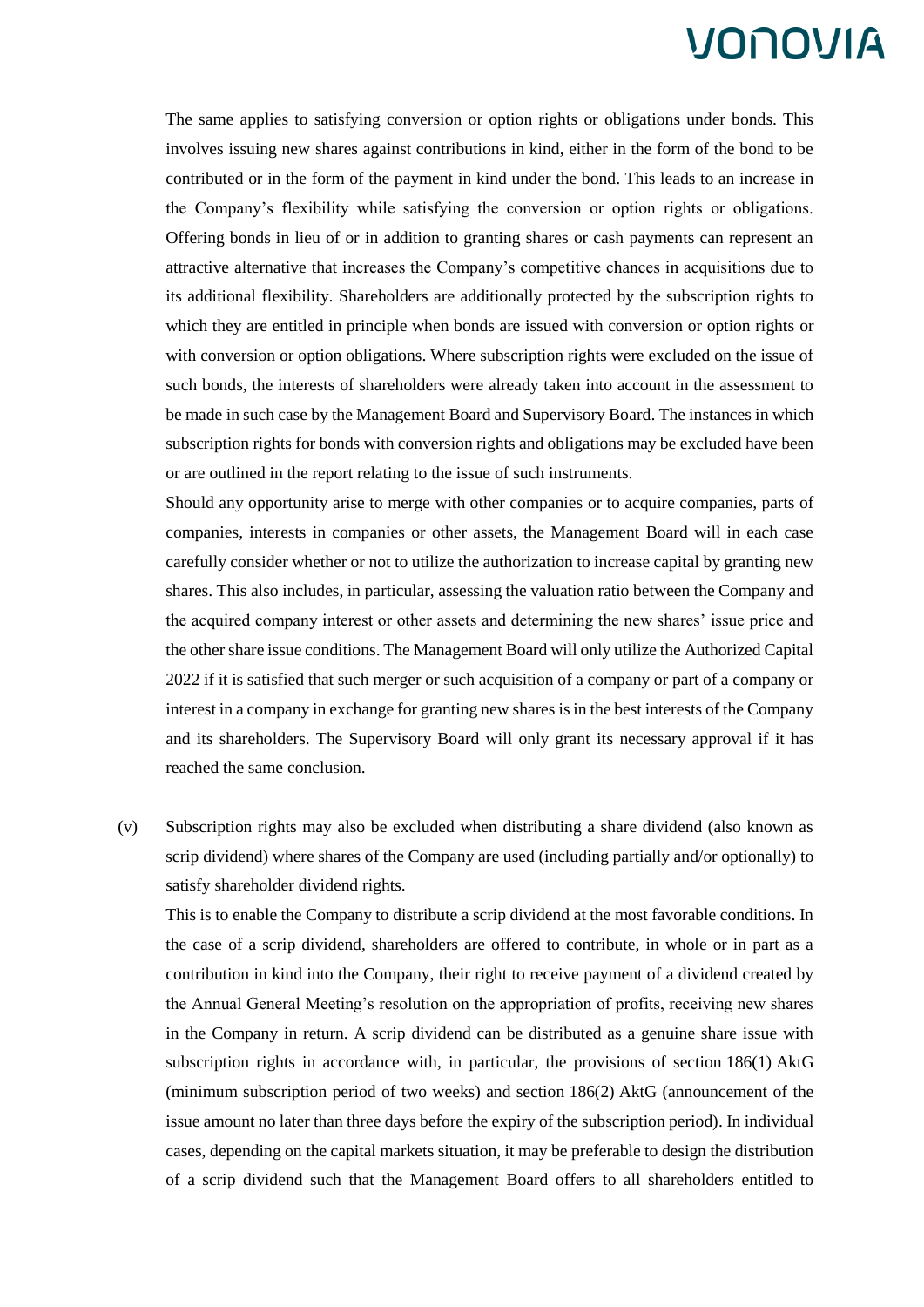The same applies to satisfying conversion or option rights or obligations under bonds. This involves issuing new shares against contributions in kind, either in the form of the bond to be contributed or in the form of the payment in kind under the bond. This leads to an increase in the Company's flexibility while satisfying the conversion or option rights or obligations. Offering bonds in lieu of or in addition to granting shares or cash payments can represent an attractive alternative that increases the Company's competitive chances in acquisitions due to its additional flexibility. Shareholders are additionally protected by the subscription rights to which they are entitled in principle when bonds are issued with conversion or option rights or with conversion or option obligations. Where subscription rights were excluded on the issue of such bonds, the interests of shareholders were already taken into account in the assessment to be made in such case by the Management Board and Supervisory Board. The instances in which subscription rights for bonds with conversion rights and obligations may be excluded have been or are outlined in the report relating to the issue of such instruments.

Should any opportunity arise to merge with other companies or to acquire companies, parts of companies, interests in companies or other assets, the Management Board will in each case carefully consider whether or not to utilize the authorization to increase capital by granting new shares. This also includes, in particular, assessing the valuation ratio between the Company and the acquired company interest or other assets and determining the new shares' issue price and the other share issue conditions. The Management Board will only utilize the Authorized Capital 2022 if it is satisfied that such merger or such acquisition of a company or part of a company or interest in a company in exchange for granting new shares is in the best interests of the Company and its shareholders. The Supervisory Board will only grant its necessary approval if it has reached the same conclusion.

(v) Subscription rights may also be excluded when distributing a share dividend (also known as scrip dividend) where shares of the Company are used (including partially and/or optionally) to satisfy shareholder dividend rights.

This is to enable the Company to distribute a scrip dividend at the most favorable conditions. In the case of a scrip dividend, shareholders are offered to contribute, in whole or in part as a contribution in kind into the Company, their right to receive payment of a dividend created by the Annual General Meeting's resolution on the appropriation of profits, receiving new shares in the Company in return. A scrip dividend can be distributed as a genuine share issue with subscription rights in accordance with, in particular, the provisions of section 186(1) AktG (minimum subscription period of two weeks) and section 186(2) AktG (announcement of the issue amount no later than three days before the expiry of the subscription period). In individual cases, depending on the capital markets situation, it may be preferable to design the distribution of a scrip dividend such that the Management Board offers to all shareholders entitled to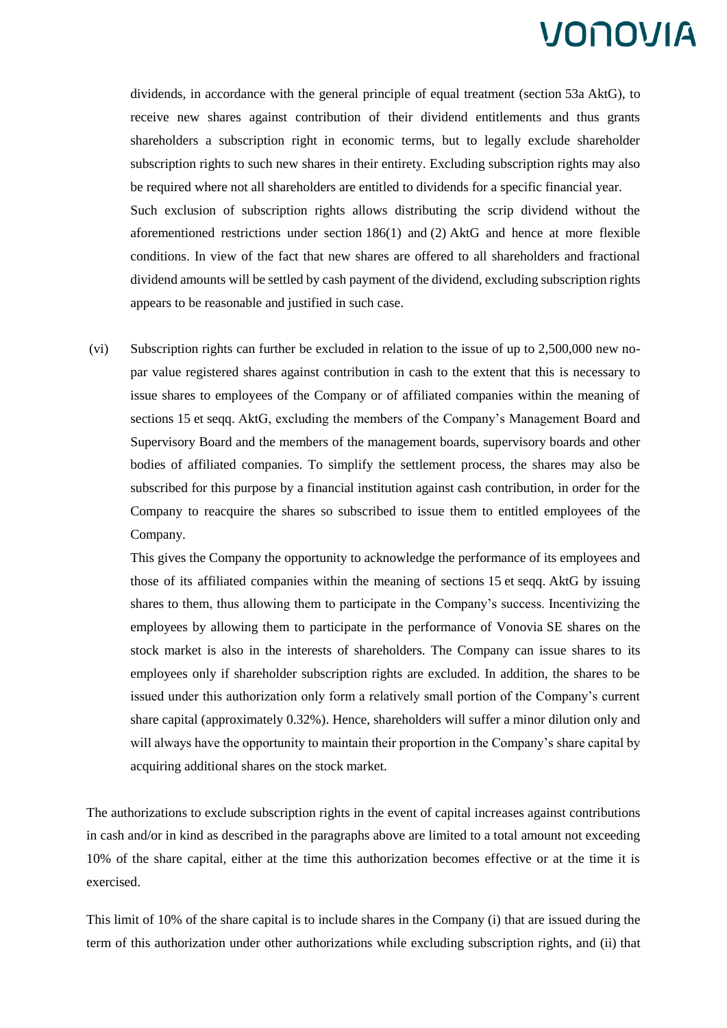dividends, in accordance with the general principle of equal treatment (section 53a AktG), to receive new shares against contribution of their dividend entitlements and thus grants shareholders a subscription right in economic terms, but to legally exclude shareholder subscription rights to such new shares in their entirety. Excluding subscription rights may also be required where not all shareholders are entitled to dividends for a specific financial year.

Such exclusion of subscription rights allows distributing the scrip dividend without the aforementioned restrictions under section 186(1) and (2) AktG and hence at more flexible conditions. In view of the fact that new shares are offered to all shareholders and fractional dividend amounts will be settled by cash payment of the dividend, excluding subscription rights appears to be reasonable and justified in such case.

(vi) Subscription rights can further be excluded in relation to the issue of up to 2,500,000 new no-par value registered shares against contribution in cash to the extent that this is necessary to issue shares to employees of the Company or of affiliated companies within the meaning of sections 15 et seqq. AktG, excluding the members of the Company's Management Board and Supervisory Board and the members of the management boards, supervisory boards and other bodies of affiliated companies. To simplify the settlement process, the shares may also be subscribed for this purpose by a financial institution against cash contribution, in order for the Company to reacquire the shares so subscribed to issue them to entitled employees of the Company.

This gives the Company the opportunity to acknowledge the performance of its employees and those of its affiliated companies within the meaning of sections 15 et seqq. AktG by issuing shares to them, thus allowing them to participate in the Company's success. Incentivizing the employees by allowing them to participate in the performance of Vonovia SE shares on the stock market is also in the interests of shareholders. The Company can issue shares to its employees only if shareholder subscription rights are excluded. In addition, the shares to be issued under this authorization only form a relatively small portion of the Company's current share capital (approximately 0.32%). Hence, shareholders will suffer a minor dilution only and will always have the opportunity to maintain their proportion in the Company's share capital by acquiring additional shares on the stock market.

The authorizations to exclude subscription rights in the event of capital increases against contributions in cash and/or in kind as described in the paragraphs above are limited to a total amount not exceeding 10% of the share capital, either at the time this authorization becomes effective or at the time it is exercised.

This limit of 10% of the share capital is to include shares in the Company (i) that are issued during the term of this authorization under other authorizations while excluding subscription rights, and (ii) that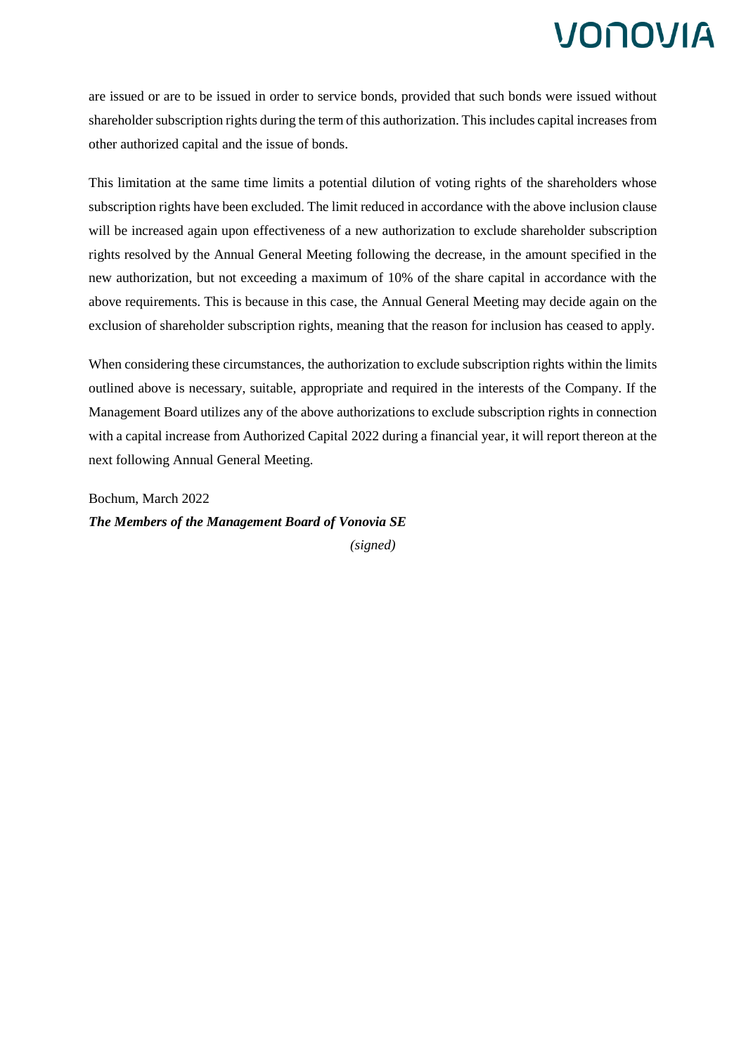are issued or are to be issued in order to service bonds, provided that such bonds were issued without shareholder subscription rights during the term of this authorization. This includes capital increases from other authorized capital and the issue of bonds.

This limitation at the same time limits a potential dilution of voting rights of the shareholders whose subscription rights have been excluded. The limit reduced in accordance with the above inclusion clause will be increased again upon effectiveness of a new authorization to exclude shareholder subscription rights resolved by the Annual General Meeting following the decrease, in the amount specified in the new authorization, but not exceeding a maximum of 10% of the share capital in accordance with the above requirements. This is because in this case, the Annual General Meeting may decide again on the exclusion of shareholder subscription rights, meaning that the reason for inclusion has ceased to apply.

When considering these circumstances, the authorization to exclude subscription rights within the limits outlined above is necessary, suitable, appropriate and required in the interests of the Company. If the Management Board utilizes any of the above authorizations to exclude subscription rights in connection with a capital increase from Authorized Capital 2022 during a financial year, it will report thereon at the next following Annual General Meeting.

Bochum, March 2022

***The Members of the Management Board of Vonovia SE***

*(signed)*